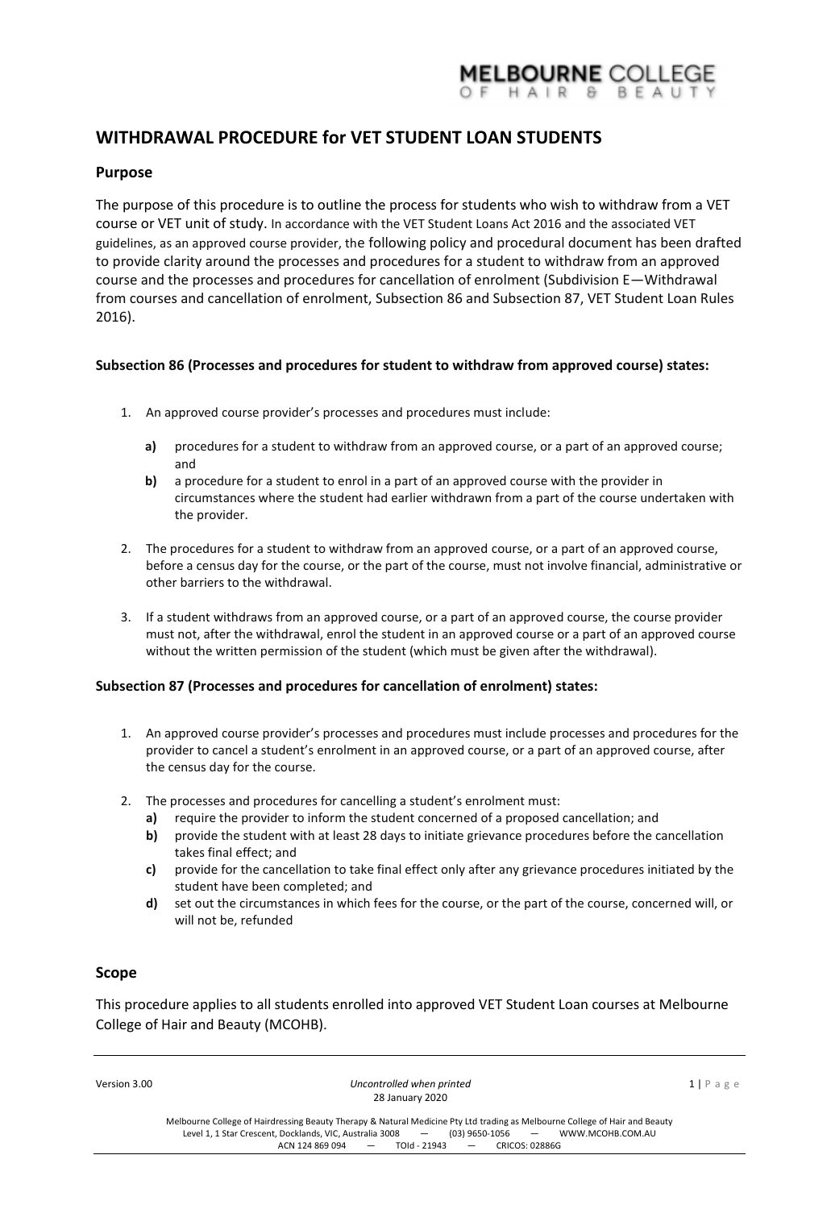# WITHDRAWAL PROCEDURE for VET STUDENT LOAN STUDENTS

## Purpose

The purpose of this procedure is to outline the process for students who wish to withdraw from a VET course or VET unit of study. In accordance with the VET Student Loans Act 2016 and the associated VET guidelines, as an approved course provider, the following policy and procedural document has been drafted to provide clarity around the processes and procedures for a student to withdraw from an approved course and the processes and procedures for cancellation of enrolment (Subdivision E—Withdrawal from courses and cancellation of enrolment, Subsection 86 and Subsection 87, VET Student Loan Rules 2016).

**Subsection 86 (Processes and procedures for student to withdraw from approved course) states:**

1. An approved course provider's processes and procedures must include:

   **a)** procedures for a student to withdraw from an approved course, or a part of an approved course; and

   **b)** a procedure for a student to enrol in a part of an approved course with the provider in circumstances where the student had earlier withdrawn from a part of the course undertaken with the provider.

2. The procedures for a student to withdraw from an approved course, or a part of an approved course, before a census day for the course, or the part of the course, must not involve financial, administrative or other barriers to the withdrawal.

3. If a student withdraws from an approved course, or a part of an approved course, the course provider must not, after the withdrawal, enrol the student in an approved course or a part of an approved course without the written permission of the student (which must be given after the withdrawal).

**Subsection 87 (Processes and procedures for cancellation of enrolment) states:**

1. An approved course provider's processes and procedures must include processes and procedures for the provider to cancel a student's enrolment in an approved course, or a part of an approved course, after the census day for the course.

2. The processes and procedures for cancelling a student's enrolment must:

   **a)** require the provider to inform the student concerned of a proposed cancellation; and

   **b)** provide the student with at least 28 days to initiate grievance procedures before the cancellation takes final effect; and

   **c)** provide for the cancellation to take final effect only after any grievance procedures initiated by the student have been completed; and

   **d)** set out the circumstances in which fees for the course, or the part of the course, concerned will, or will not be, refunded

## Scope

This procedure applies to all students enrolled into approved VET Student Loan courses at Melbourne College of Hair and Beauty (MCOHB).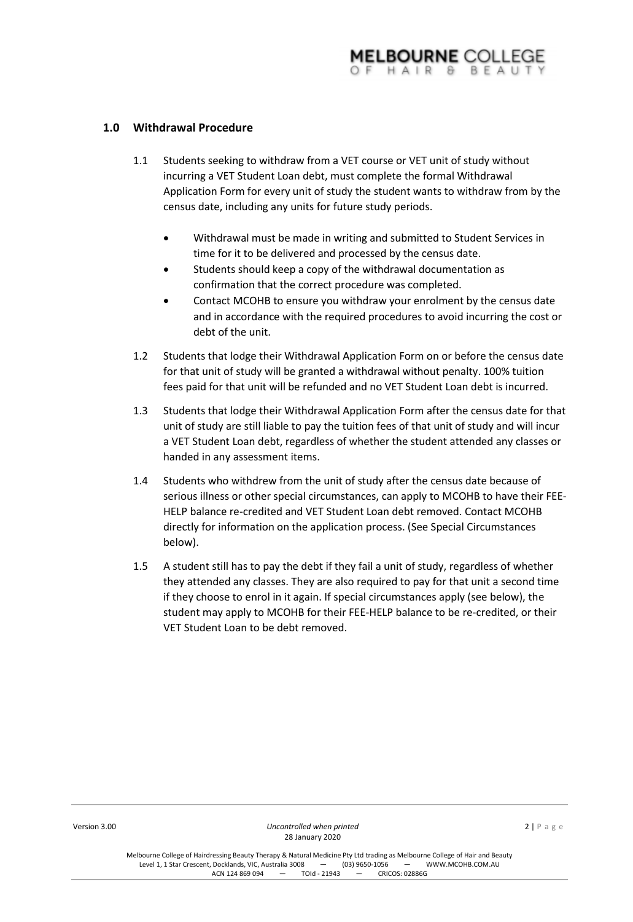## 1.0 Withdrawal Procedure

1.1 Students seeking to withdraw from a VET course or VET unit of study without incurring a VET Student Loan debt, must complete the formal Withdrawal Application Form for every unit of study the student wants to withdraw from by the census date, including any units for future study periods.

- Withdrawal must be made in writing and submitted to Student Services in time for it to be delivered and processed by the census date.
- Students should keep a copy of the withdrawal documentation as confirmation that the correct procedure was completed.
- Contact MCOHB to ensure you withdraw your enrolment by the census date and in accordance with the required procedures to avoid incurring the cost or debt of the unit.

1.2 Students that lodge their Withdrawal Application Form on or before the census date for that unit of study will be granted a withdrawal without penalty. 100% tuition fees paid for that unit will be refunded and no VET Student Loan debt is incurred.

1.3 Students that lodge their Withdrawal Application Form after the census date for that unit of study are still liable to pay the tuition fees of that unit of study and will incur a VET Student Loan debt, regardless of whether the student attended any classes or handed in any assessment items.

1.4 Students who withdrew from the unit of study after the census date because of serious illness or other special circumstances, can apply to MCOHB to have their FEE-HELP balance re-credited and VET Student Loan debt removed. Contact MCOHB directly for information on the application process. (See Special Circumstances below).

1.5 A student still has to pay the debt if they fail a unit of study, regardless of whether they attended any classes. They are also required to pay for that unit a second time if they choose to enrol in it again. If special circumstances apply (see below), the student may apply to MCOHB for their FEE-HELP balance to be re-credited, or their VET Student Loan to be debt removed.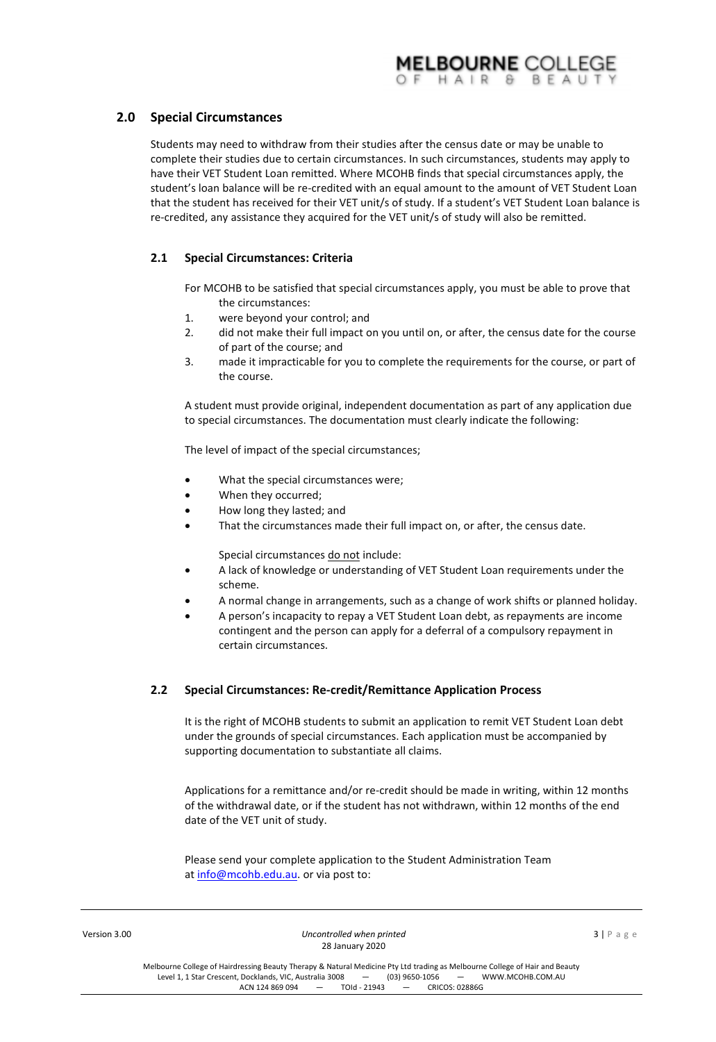## 2.0 Special Circumstances

Students may need to withdraw from their studies after the census date or may be unable to complete their studies due to certain circumstances. In such circumstances, students may apply to have their VET Student Loan remitted. Where MCOHB finds that special circumstances apply, the student's loan balance will be re-credited with an equal amount to the amount of VET Student Loan that the student has received for their VET unit/s of study. If a student's VET Student Loan balance is re-credited, any assistance they acquired for the VET unit/s of study will also be remitted.

### 2.1 Special Circumstances: Criteria

For MCOHB to be satisfied that special circumstances apply, you must be able to prove that the circumstances:

1. were beyond your control; and
2. did not make their full impact on you until on, or after, the census date for the course of part of the course; and
3. made it impracticable for you to complete the requirements for the course, or part of the course.

A student must provide original, independent documentation as part of any application due to special circumstances. The documentation must clearly indicate the following:

The level of impact of the special circumstances;

- What the special circumstances were;
- When they occurred;
- How long they lasted; and
- That the circumstances made their full impact on, or after, the census date.

Special circumstances do not include:

- A lack of knowledge or understanding of VET Student Loan requirements under the scheme.
- A normal change in arrangements, such as a change of work shifts or planned holiday.
- A person's incapacity to repay a VET Student Loan debt, as repayments are income contingent and the person can apply for a deferral of a compulsory repayment in certain circumstances.

### 2.2 Special Circumstances: Re-credit/Remittance Application Process

It is the right of MCOHB students to submit an application to remit VET Student Loan debt under the grounds of special circumstances. Each application must be accompanied by supporting documentation to substantiate all claims.

Applications for a remittance and/or re-credit should be made in writing, within 12 months of the withdrawal date, or if the student has not withdrawn, within 12 months of the end date of the VET unit of study.

Please send your complete application to the Student Administration Team at info@mcohb.edu.au. or via post to: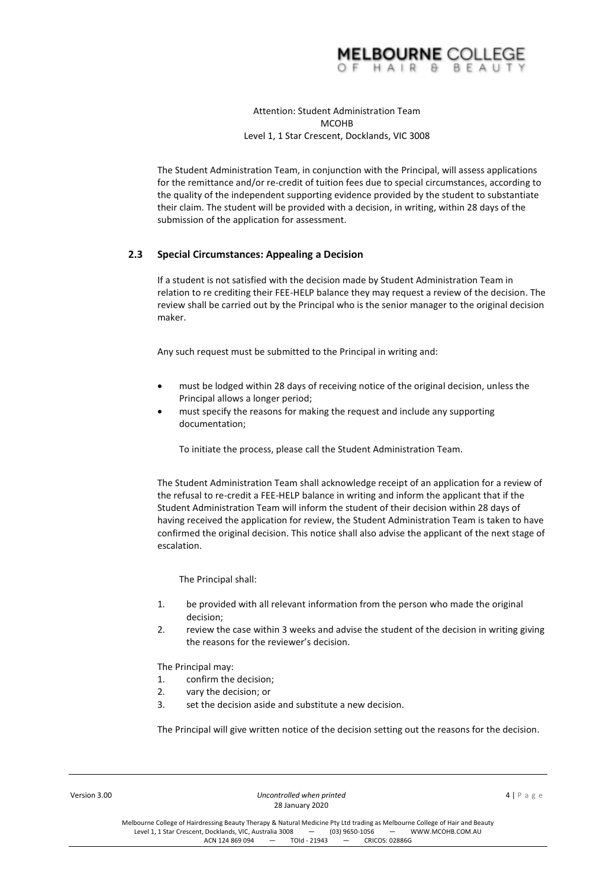Attention: Student Administration Team
MCOHB
Level 1, 1 Star Crescent, Docklands, VIC 3008

The Student Administration Team, in conjunction with the Principal, will assess applications for the remittance and/or re-credit of tuition fees due to special circumstances, according to the quality of the independent supporting evidence provided by the student to substantiate their claim. The student will be provided with a decision, in writing, within 28 days of the submission of the application for assessment.

### 2.3 Special Circumstances: Appealing a Decision

If a student is not satisfied with the decision made by Student Administration Team in relation to re crediting their FEE-HELP balance they may request a review of the decision. The review shall be carried out by the Principal who is the senior manager to the original decision maker.

Any such request must be submitted to the Principal in writing and:

- must be lodged within 28 days of receiving notice of the original decision, unless the Principal allows a longer period;
- must specify the reasons for making the request and include any supporting documentation;

To initiate the process, please call the Student Administration Team.

The Student Administration Team shall acknowledge receipt of an application for a review of the refusal to re-credit a FEE-HELP balance in writing and inform the applicant that if the Student Administration Team will inform the student of their decision within 28 days of having received the application for review, the Student Administration Team is taken to have confirmed the original decision. This notice shall also advise the applicant of the next stage of escalation.

The Principal shall:

1. be provided with all relevant information from the person who made the original decision;
2. review the case within 3 weeks and advise the student of the decision in writing giving the reasons for the reviewer's decision.

The Principal may:

1. confirm the decision;
2. vary the decision; or
3. set the decision aside and substitute a new decision.

The Principal will give written notice of the decision setting out the reasons for the decision.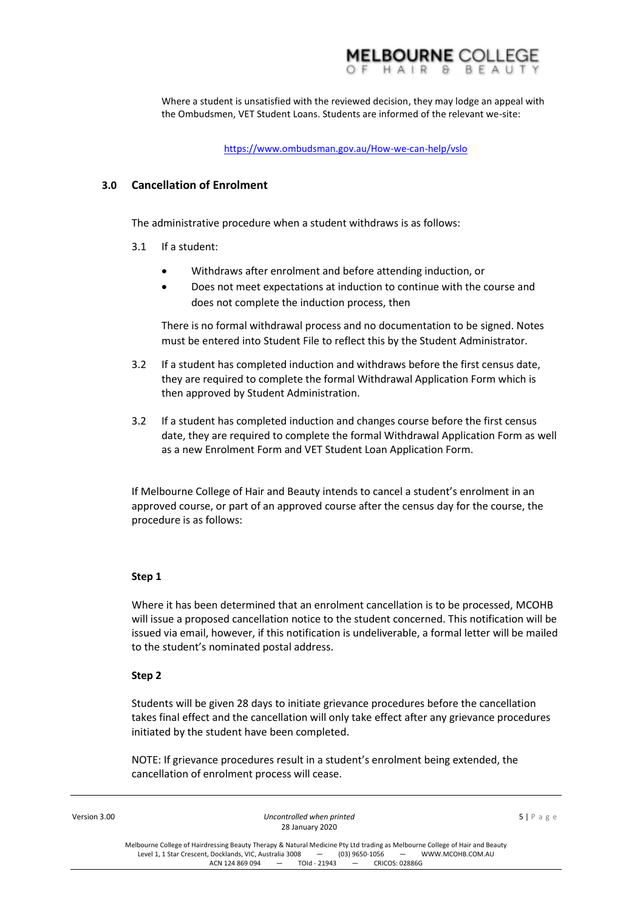Where a student is unsatisfied with the reviewed decision, they may lodge an appeal with the Ombudsmen, VET Student Loans. Students are informed of the relevant we-site:

https://www.ombudsman.gov.au/How-we-can-help/vslo

## 3.0 Cancellation of Enrolment

The administrative procedure when a student withdraws is as follows:

3.1 If a student:

- Withdraws after enrolment and before attending induction, or
- Does not meet expectations at induction to continue with the course and does not complete the induction process, then

There is no formal withdrawal process and no documentation to be signed. Notes must be entered into Student File to reflect this by the Student Administrator.

3.2 If a student has completed induction and withdraws before the first census date, they are required to complete the formal Withdrawal Application Form which is then approved by Student Administration.

3.2 If a student has completed induction and changes course before the first census date, they are required to complete the formal Withdrawal Application Form as well as a new Enrolment Form and VET Student Loan Application Form.

If Melbourne College of Hair and Beauty intends to cancel a student's enrolment in an approved course, or part of an approved course after the census day for the course, the procedure is as follows:

**Step 1**

Where it has been determined that an enrolment cancellation is to be processed, MCOHB will issue a proposed cancellation notice to the student concerned. This notification will be issued via email, however, if this notification is undeliverable, a formal letter will be mailed to the student's nominated postal address.

**Step 2**

Students will be given 28 days to initiate grievance procedures before the cancellation takes final effect and the cancellation will only take effect after any grievance procedures initiated by the student have been completed.

NOTE: If grievance procedures result in a student's enrolment being extended, the cancellation of enrolment process will cease.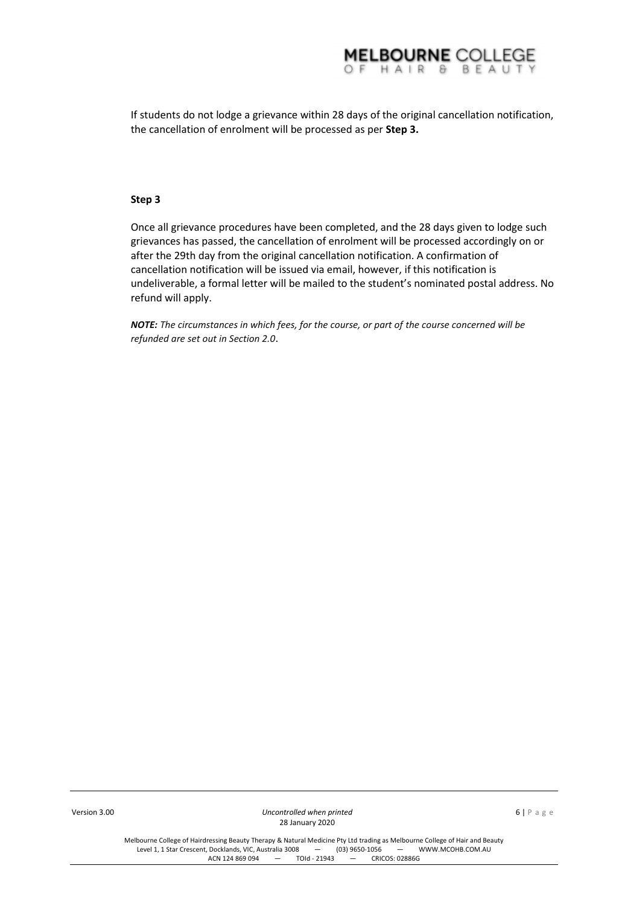If students do not lodge a grievance within 28 days of the original cancellation notification, the cancellation of enrolment will be processed as per **Step 3.**

**Step 3**

Once all grievance procedures have been completed, and the 28 days given to lodge such grievances has passed, the cancellation of enrolment will be processed accordingly on or after the 29th day from the original cancellation notification. A confirmation of cancellation notification will be issued via email, however, if this notification is undeliverable, a formal letter will be mailed to the student's nominated postal address. No refund will apply.

***NOTE:*** *The circumstances in which fees, for the course, or part of the course concerned will be refunded are set out in Section 2.0*.